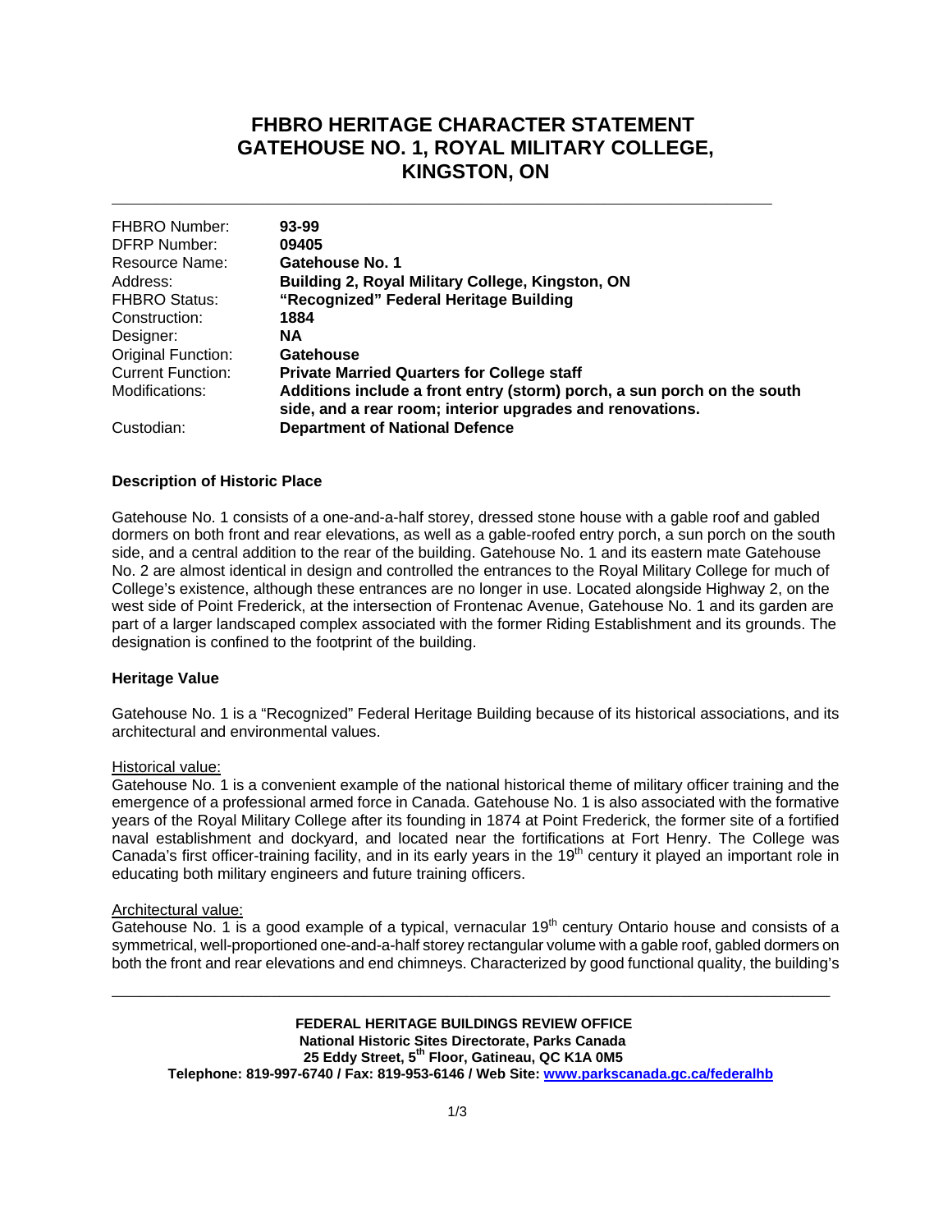# FHBRO HERITAGE CHARACTER STATEMENT GATEHOUSE NO. 1, ROYAL MILITARY COLLEGE, KINGSTON, ON

| | |
|---|---|
| FHBRO Number: | **93-99** |
| DFRP Number: | **09405** |
| Resource Name: | **Gatehouse No. 1** |
| Address: | **Building 2, Royal Military College, Kingston, ON** |
| FHBRO Status: | **"Recognized" Federal Heritage Building** |
| Construction: | **1884** |
| Designer: | **NA** |
| Original Function: | **Gatehouse** |
| Current Function: | **Private Married Quarters for College staff** |
| Modifications: | **Additions include a front entry (storm) porch, a sun porch on the south side, and a rear room; interior upgrades and renovations.** |
| Custodian: | **Department of National Defence** |

### Description of Historic Place

Gatehouse No. 1 consists of a one-and-a-half storey, dressed stone house with a gable roof and gabled dormers on both front and rear elevations, as well as a gable-roofed entry porch, a sun porch on the south side, and a central addition to the rear of the building. Gatehouse No. 1 and its eastern mate Gatehouse No. 2 are almost identical in design and controlled the entrances to the Royal Military College for much of College's existence, although these entrances are no longer in use. Located alongside Highway 2, on the west side of Point Frederick, at the intersection of Frontenac Avenue, Gatehouse No. 1 and its garden are part of a larger landscaped complex associated with the former Riding Establishment and its grounds. The designation is confined to the footprint of the building.

### Heritage Value

Gatehouse No. 1 is a "Recognized" Federal Heritage Building because of its historical associations, and its architectural and environmental values.

Historical value:
Gatehouse No. 1 is a convenient example of the national historical theme of military officer training and the emergence of a professional armed force in Canada. Gatehouse No. 1 is also associated with the formative years of the Royal Military College after its founding in 1874 at Point Frederick, the former site of a fortified naval establishment and dockyard, and located near the fortifications at Fort Henry. The College was Canada's first officer-training facility, and in its early years in the 19th century it played an important role in educating both military engineers and future training officers.

Architectural value:
Gatehouse No. 1 is a good example of a typical, vernacular 19th century Ontario house and consists of a symmetrical, well-proportioned one-and-a-half storey rectangular volume with a gable roof, gabled dormers on both the front and rear elevations and end chimneys. Characterized by good functional quality, the building's

**FEDERAL HERITAGE BUILDINGS REVIEW OFFICE**
**National Historic Sites Directorate, Parks Canada**
**25 Eddy Street, 5th Floor, Gatineau, QC K1A 0M5**
**Telephone: 819-997-6740 / Fax: 819-953-6146 / Web Site: www.parkscanada.gc.ca/federalhb**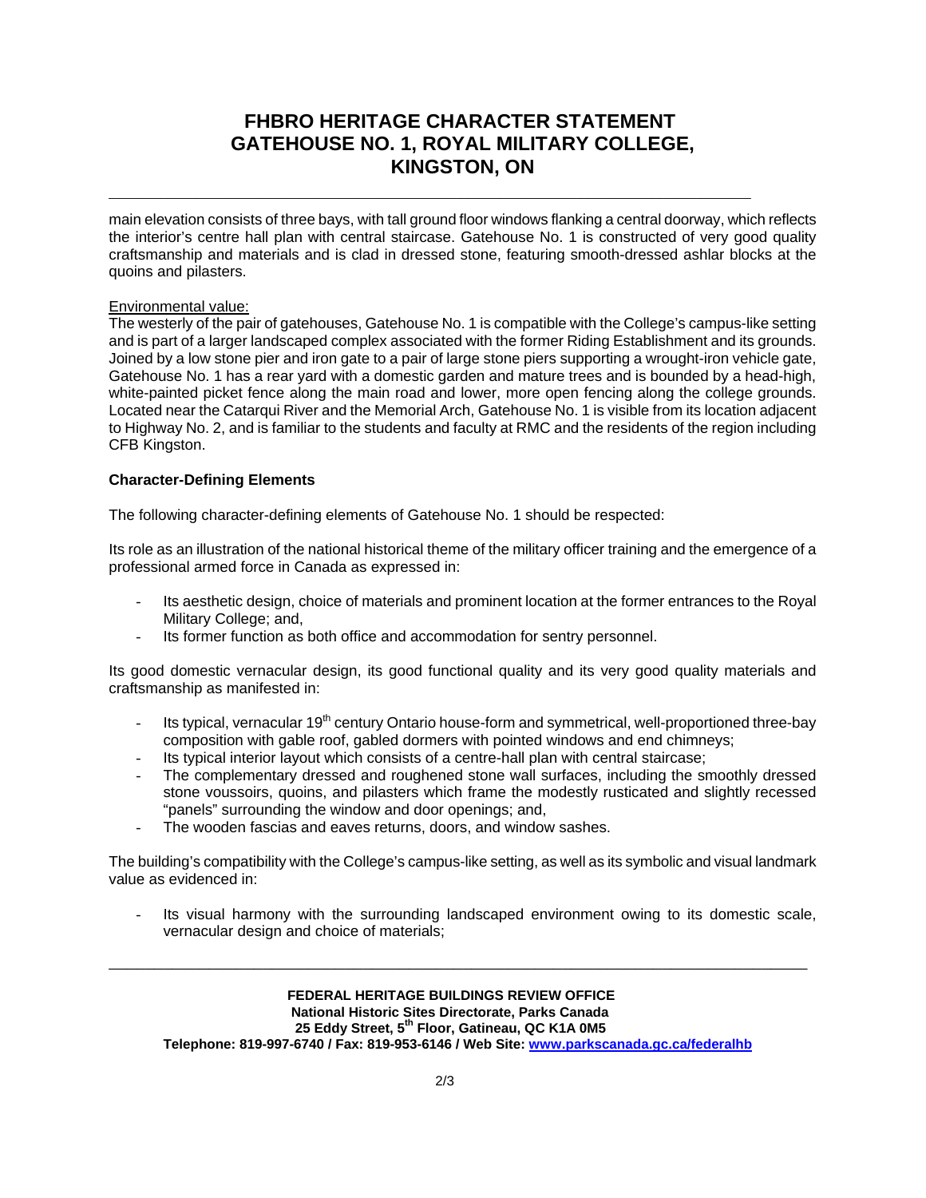main elevation consists of three bays, with tall ground floor windows flanking a central doorway, which reflects the interior's centre hall plan with central staircase. Gatehouse No. 1 is constructed of very good quality craftsmanship and materials and is clad in dressed stone, featuring smooth-dressed ashlar blocks at the quoins and pilasters.

Environmental value:
The westerly of the pair of gatehouses, Gatehouse No. 1 is compatible with the College's campus-like setting and is part of a larger landscaped complex associated with the former Riding Establishment and its grounds. Joined by a low stone pier and iron gate to a pair of large stone piers supporting a wrought-iron vehicle gate, Gatehouse No. 1 has a rear yard with a domestic garden and mature trees and is bounded by a head-high, white-painted picket fence along the main road and lower, more open fencing along the college grounds. Located near the Cataraqui River and the Memorial Arch, Gatehouse No. 1 is visible from its location adjacent to Highway No. 2, and is familiar to the students and faculty at RMC and the residents of the region including CFB Kingston.

**Character-Defining Elements**

The following character-defining elements of Gatehouse No. 1 should be respected:

Its role as an illustration of the national historical theme of the military officer training and the emergence of a professional armed force in Canada as expressed in:

- Its aesthetic design, choice of materials and prominent location at the former entrances to the Royal Military College; and,
- Its former function as both office and accommodation for sentry personnel.

Its good domestic vernacular design, its good functional quality and its very good quality materials and craftsmanship as manifested in:

- Its typical, vernacular 19th century Ontario house-form and symmetrical, well-proportioned three-bay composition with gable roof, gabled dormers with pointed windows and end chimneys;
- Its typical interior layout which consists of a centre-hall plan with central staircase;
- The complementary dressed and roughened stone wall surfaces, including the smoothly dressed stone voussoirs, quoins, and pilasters which frame the modestly rusticated and slightly recessed "panels" surrounding the window and door openings; and,
- The wooden fascias and eaves returns, doors, and window sashes.

The building's compatibility with the College's campus-like setting, as well as its symbolic and visual landmark value as evidenced in:

- Its visual harmony with the surrounding landscaped environment owing to its domestic scale, vernacular design and choice of materials;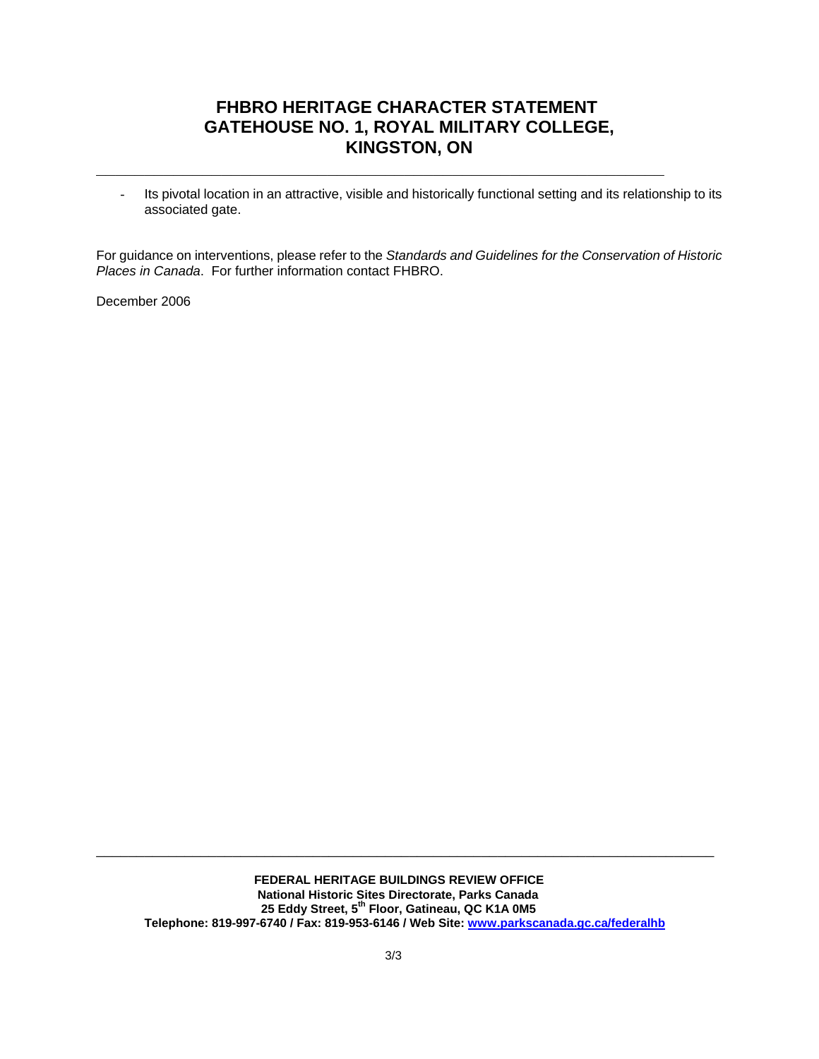- Its pivotal location in an attractive, visible and historically functional setting and its relationship to its associated gate.

For guidance on interventions, please refer to the *Standards and Guidelines for the Conservation of Historic Places in Canada*. For further information contact FHBRO.

December 2006